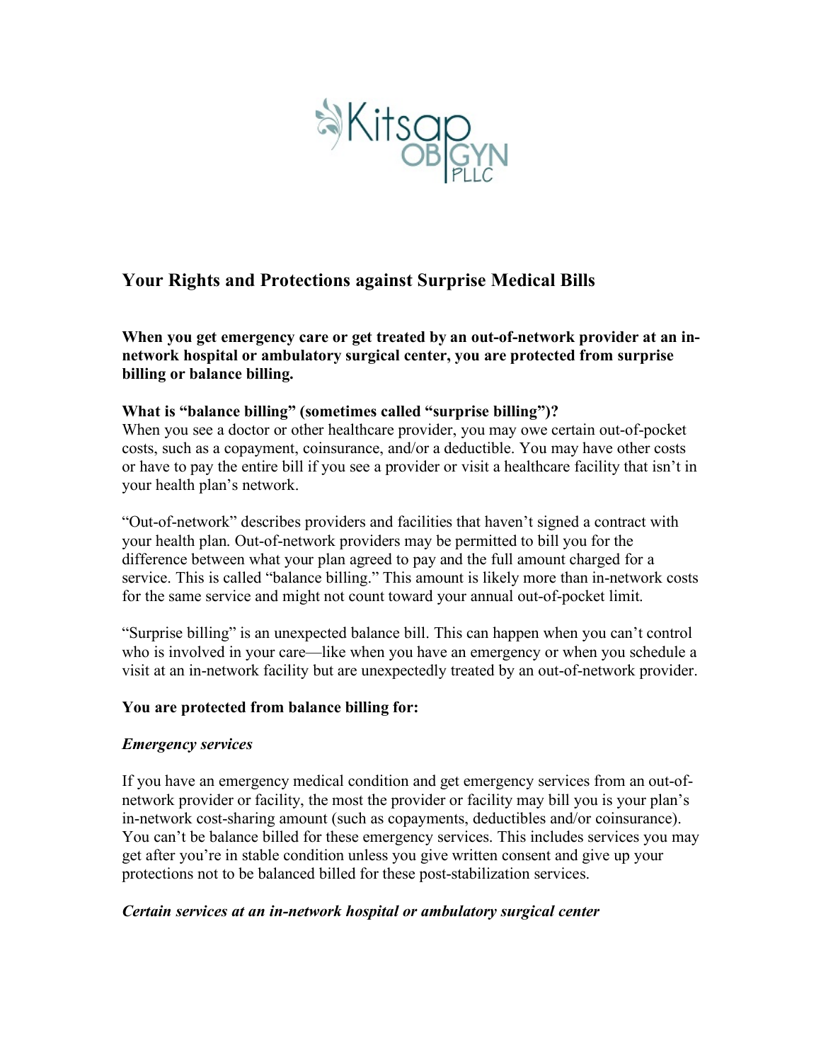# Your Rights and Protections against Surprise Medical Bills

**When you get emergency care or get treated by an out-of-network provider at an in-network hospital or ambulatory surgical center, you are protected from surprise billing or balance billing.**

**What is "balance billing" (sometimes called "surprise billing")?**

When you see a doctor or other healthcare provider, you may owe certain out-of-pocket costs, such as a copayment, coinsurance, and/or a deductible. You may have other costs or have to pay the entire bill if you see a provider or visit a healthcare facility that isn't in your health plan's network.

"Out-of-network" describes providers and facilities that haven't signed a contract with your health plan. Out-of-network providers may be permitted to bill you for the difference between what your plan agreed to pay and the full amount charged for a service. This is called "balance billing." This amount is likely more than in-network costs for the same service and might not count toward your annual out-of-pocket limit.

"Surprise billing" is an unexpected balance bill. This can happen when you can't control who is involved in your care—like when you have an emergency or when you schedule a visit at an in-network facility but are unexpectedly treated by an out-of-network provider.

**You are protected from balance billing for:**

***Emergency services***

If you have an emergency medical condition and get emergency services from an out-of-network provider or facility, the most the provider or facility may bill you is your plan's in-network cost-sharing amount (such as copayments, deductibles and/or coinsurance). You can't be balance billed for these emergency services. This includes services you may get after you're in stable condition unless you give written consent and give up your protections not to be balanced billed for these post-stabilization services.

***Certain services at an in-network hospital or ambulatory surgical center***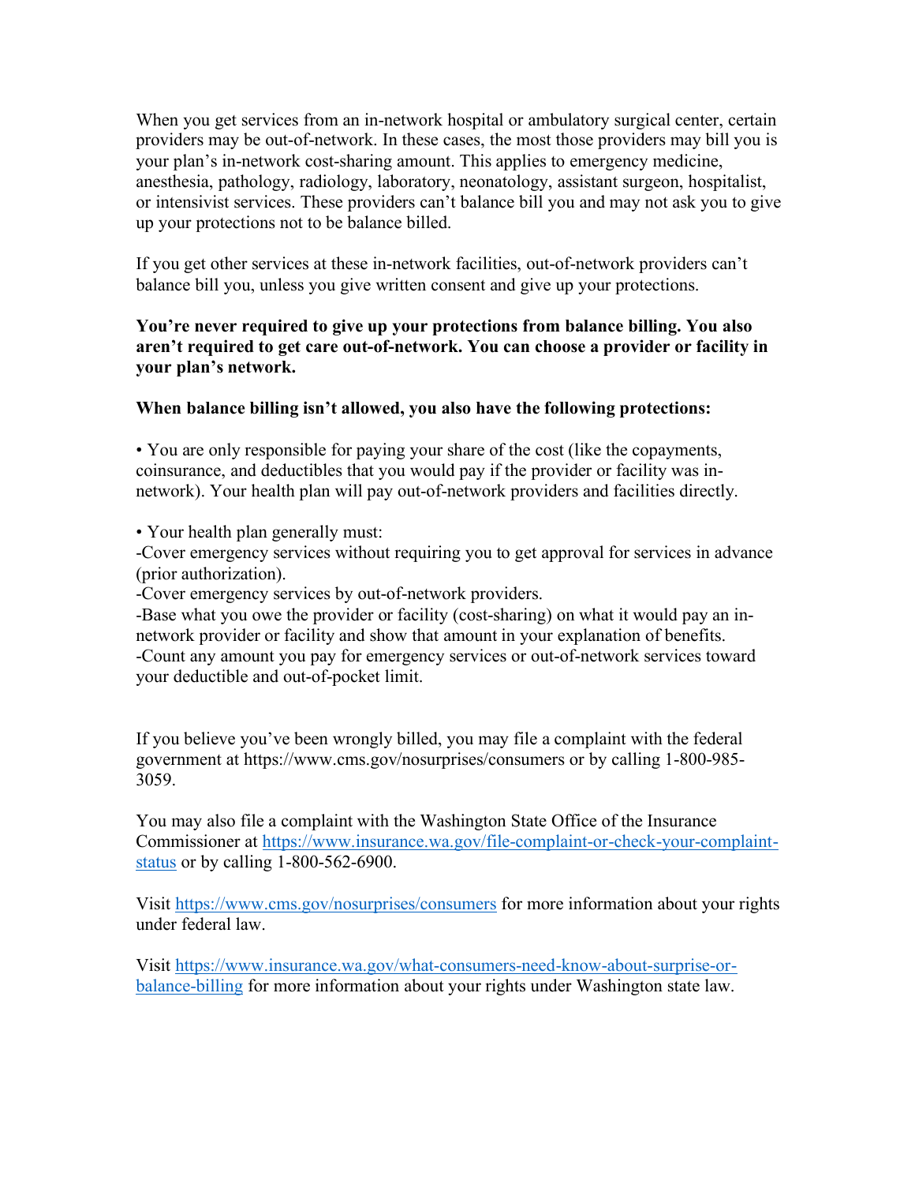When you get services from an in-network hospital or ambulatory surgical center, certain providers may be out-of-network. In these cases, the most those providers may bill you is your plan's in-network cost-sharing amount. This applies to emergency medicine, anesthesia, pathology, radiology, laboratory, neonatology, assistant surgeon, hospitalist, or intensivist services. These providers can't balance bill you and may not ask you to give up your protections not to be balance billed.

If you get other services at these in-network facilities, out-of-network providers can't balance bill you, unless you give written consent and give up your protections.

**You're never required to give up your protections from balance billing. You also aren't required to get care out-of-network. You can choose a provider or facility in your plan's network.**

**When balance billing isn't allowed, you also have the following protections:**

• You are only responsible for paying your share of the cost (like the copayments, coinsurance, and deductibles that you would pay if the provider or facility was in-network). Your health plan will pay out-of-network providers and facilities directly.

• Your health plan generally must:
-Cover emergency services without requiring you to get approval for services in advance (prior authorization).
-Cover emergency services by out-of-network providers.
-Base what you owe the provider or facility (cost-sharing) on what it would pay an in-network provider or facility and show that amount in your explanation of benefits.
-Count any amount you pay for emergency services or out-of-network services toward your deductible and out-of-pocket limit.

If you believe you've been wrongly billed, you may file a complaint with the federal government at https://www.cms.gov/nosurprises/consumers or by calling 1-800-985-3059.

You may also file a complaint with the Washington State Office of the Insurance Commissioner at https://www.insurance.wa.gov/file-complaint-or-check-your-complaint-status or by calling 1-800-562-6900.

Visit https://www.cms.gov/nosurprises/consumers for more information about your rights under federal law.

Visit https://www.insurance.wa.gov/what-consumers-need-know-about-surprise-or-balance-billing for more information about your rights under Washington state law.